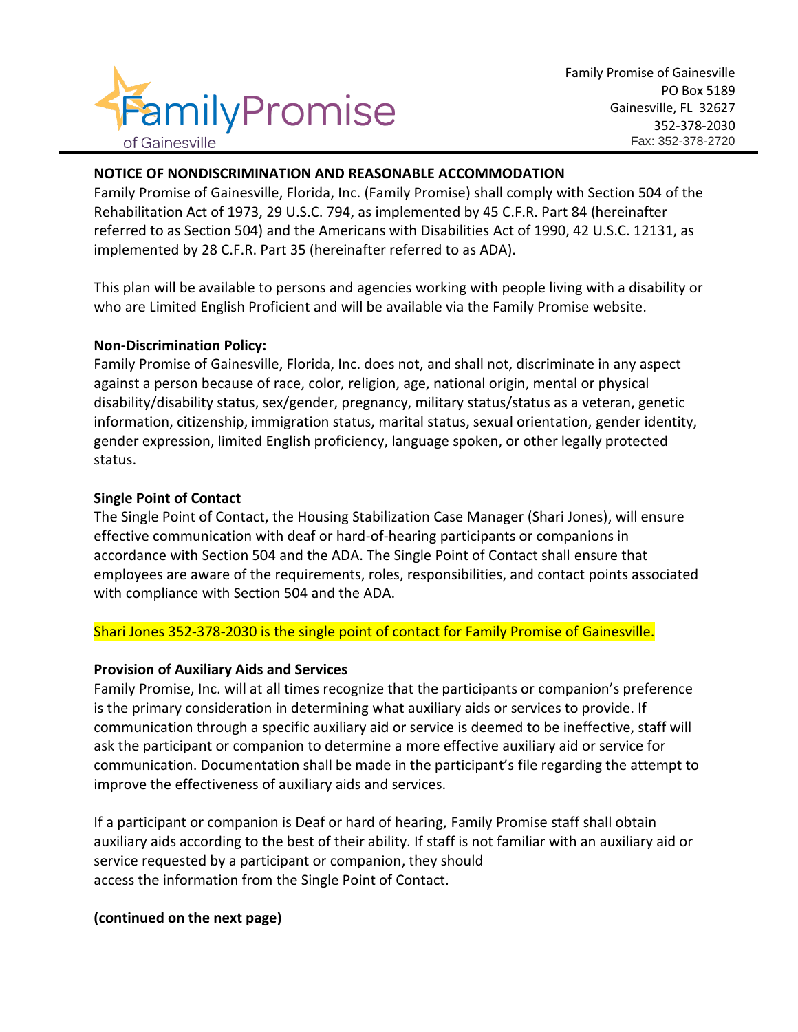Family Promise of Gainesville
PO Box 5189
Gainesville, FL 32627
352-378-2030
Fax: 352-378-2720

**NOTICE OF NONDISCRIMINATION AND REASONABLE ACCOMMODATION**

Family Promise of Gainesville, Florida, Inc. (Family Promise) shall comply with Section 504 of the Rehabilitation Act of 1973, 29 U.S.C. 794, as implemented by 45 C.F.R. Part 84 (hereinafter referred to as Section 504) and the Americans with Disabilities Act of 1990, 42 U.S.C. 12131, as implemented by 28 C.F.R. Part 35 (hereinafter referred to as ADA).

This plan will be available to persons and agencies working with people living with a disability or who are Limited English Proficient and will be available via the Family Promise website.

**Non-Discrimination Policy:**

Family Promise of Gainesville, Florida, Inc. does not, and shall not, discriminate in any aspect against a person because of race, color, religion, age, national origin, mental or physical disability/disability status, sex/gender, pregnancy, military status/status as a veteran, genetic information, citizenship, immigration status, marital status, sexual orientation, gender identity, gender expression, limited English proficiency, language spoken, or other legally protected status.

**Single Point of Contact**

The Single Point of Contact, the Housing Stabilization Case Manager (Shari Jones), will ensure effective communication with deaf or hard-of-hearing participants or companions in accordance with Section 504 and the ADA. The Single Point of Contact shall ensure that employees are aware of the requirements, roles, responsibilities, and contact points associated with compliance with Section 504 and the ADA.

Shari Jones 352-378-2030 is the single point of contact for Family Promise of Gainesville.

**Provision of Auxiliary Aids and Services**

Family Promise, Inc. will at all times recognize that the participants or companion's preference is the primary consideration in determining what auxiliary aids or services to provide. If communication through a specific auxiliary aid or service is deemed to be ineffective, staff will ask the participant or companion to determine a more effective auxiliary aid or service for communication. Documentation shall be made in the participant's file regarding the attempt to improve the effectiveness of auxiliary aids and services.

If a participant or companion is Deaf or hard of hearing, Family Promise staff shall obtain auxiliary aids according to the best of their ability. If staff is not familiar with an auxiliary aid or service requested by a participant or companion, they should access the information from the Single Point of Contact.

**(continued on the next page)**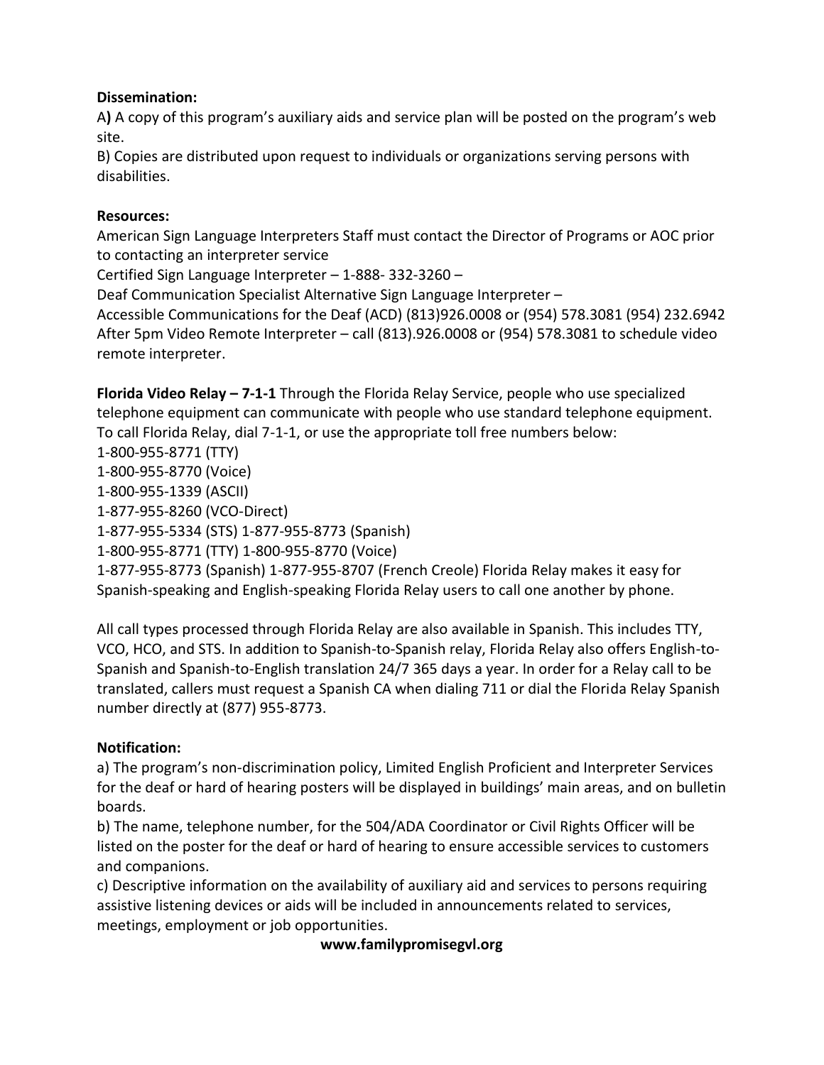**Dissemination:**

A**)** A copy of this program's auxiliary aids and service plan will be posted on the program's web site.

B) Copies are distributed upon request to individuals or organizations serving persons with disabilities.

**Resources:**

American Sign Language Interpreters Staff must contact the Director of Programs or AOC prior to contacting an interpreter service

Certified Sign Language Interpreter – 1-888- 332-3260 –

Deaf Communication Specialist Alternative Sign Language Interpreter –

Accessible Communications for the Deaf (ACD) (813)926.0008 or (954) 578.3081 (954) 232.6942

After 5pm Video Remote Interpreter – call (813).926.0008 or (954) 578.3081 to schedule video remote interpreter.

**Florida Video Relay – 7-1-1** Through the Florida Relay Service, people who use specialized telephone equipment can communicate with people who use standard telephone equipment. To call Florida Relay, dial 7-1-1, or use the appropriate toll free numbers below:

1-800-955-8771 (TTY)
1-800-955-8770 (Voice)
1-800-955-1339 (ASCII)
1-877-955-8260 (VCO-Direct)
1-877-955-5334 (STS) 1-877-955-8773 (Spanish)
1-800-955-8771 (TTY) 1-800-955-8770 (Voice)
1-877-955-8773 (Spanish) 1-877-955-8707 (French Creole) Florida Relay makes it easy for Spanish-speaking and English-speaking Florida Relay users to call one another by phone.

All call types processed through Florida Relay are also available in Spanish. This includes TTY, VCO, HCO, and STS. In addition to Spanish-to-Spanish relay, Florida Relay also offers English-to-Spanish and Spanish-to-English translation 24/7 365 days a year. In order for a Relay call to be translated, callers must request a Spanish CA when dialing 711 or dial the Florida Relay Spanish number directly at (877) 955-8773.

**Notification:**

a) The program's non-discrimination policy, Limited English Proficient and Interpreter Services for the deaf or hard of hearing posters will be displayed in buildings' main areas, and on bulletin boards.

b) The name, telephone number, for the 504/ADA Coordinator or Civil Rights Officer will be listed on the poster for the deaf or hard of hearing to ensure accessible services to customers and companions.

c) Descriptive information on the availability of auxiliary aid and services to persons requiring assistive listening devices or aids will be included in announcements related to services, meetings, employment or job opportunities.

**www.familypromisegvl.org**